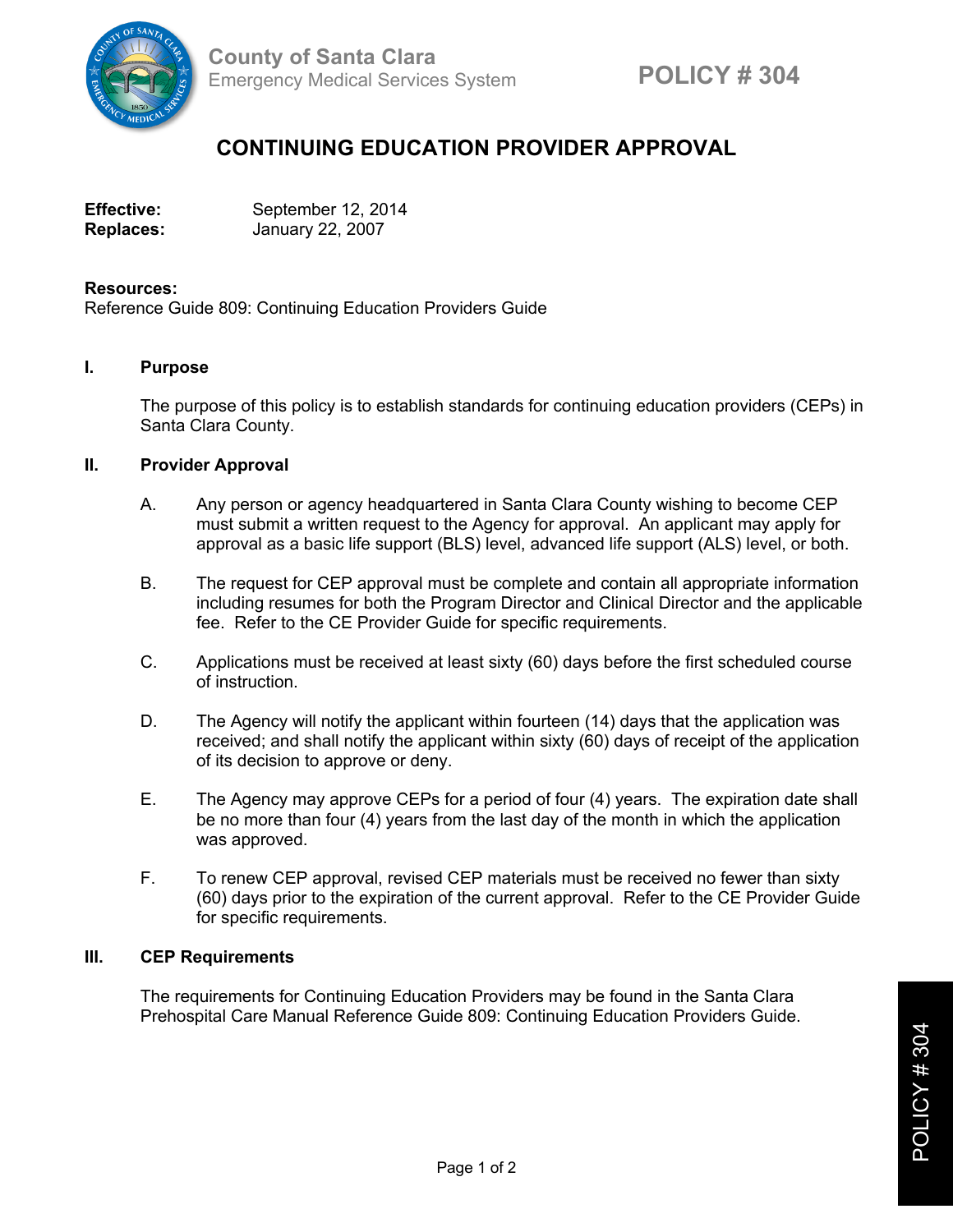County of Santa Clara
Emergency Medical Services System

**POLICY # 304**

# CONTINUING EDUCATION PROVIDER APPROVAL

**Effective:** September 12, 2014
**Replaces:** January 22, 2007

**Resources:**
Reference Guide 809: Continuing Education Providers Guide

## I. Purpose

The purpose of this policy is to establish standards for continuing education providers (CEPs) in Santa Clara County.

## II. Provider Approval

A. Any person or agency headquartered in Santa Clara County wishing to become CEP must submit a written request to the Agency for approval. An applicant may apply for approval as a basic life support (BLS) level, advanced life support (ALS) level, or both.

B. The request for CEP approval must be complete and contain all appropriate information including resumes for both the Program Director and Clinical Director and the applicable fee. Refer to the CE Provider Guide for specific requirements.

C. Applications must be received at least sixty (60) days before the first scheduled course of instruction.

D. The Agency will notify the applicant within fourteen (14) days that the application was received; and shall notify the applicant within sixty (60) days of receipt of the application of its decision to approve or deny.

E. The Agency may approve CEPs for a period of four (4) years. The expiration date shall be no more than four (4) years from the last day of the month in which the application was approved.

F. To renew CEP approval, revised CEP materials must be received no fewer than sixty (60) days prior to the expiration of the current approval. Refer to the CE Provider Guide for specific requirements.

## III. CEP Requirements

The requirements for Continuing Education Providers may be found in the Santa Clara Prehospital Care Manual Reference Guide 809: Continuing Education Providers Guide.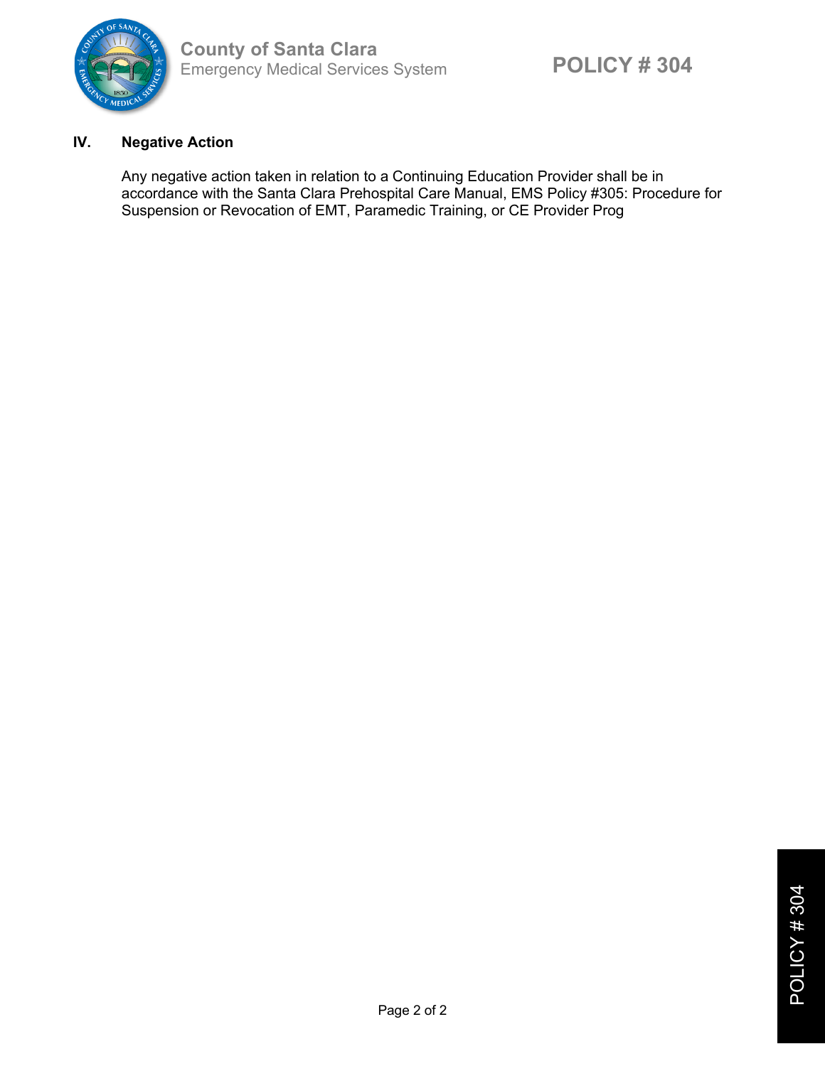## IV. Negative Action

Any negative action taken in relation to a Continuing Education Provider shall be in accordance with the Santa Clara Prehospital Care Manual, EMS Policy #305: Procedure for Suspension or Revocation of EMT, Paramedic Training, or CE Provider Prog